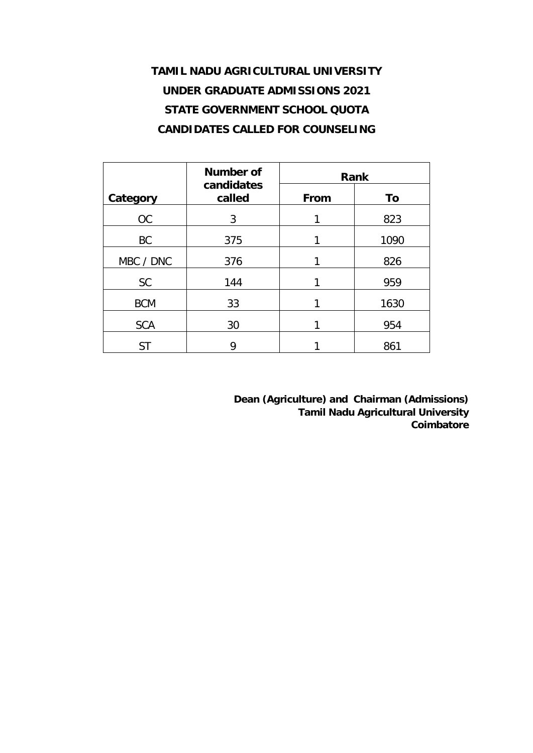# TAMIL NADU AGRICULTURAL UNIVERSITY

## UNDER GRADUATE ADMISSIONS 2021

## STATE GOVERNMENT SCHOOL QUOTA

## CANDIDATES CALLED FOR COUNSELING

| Category | Number of candidates called | Rank | |
|---|---|---|---|
| | | From | To |
| OC | 3 | 1 | 823 |
| BC | 375 | 1 | 1090 |
| MBC / DNC | 376 | 1 | 826 |
| SC | 144 | 1 | 959 |
| BCM | 33 | 1 | 1630 |
| SCA | 30 | 1 | 954 |
| ST | 9 | 1 | 861 |

**Dean (Agriculture) and Chairman (Admissions)**
**Tamil Nadu Agricultural University**
**Coimbatore**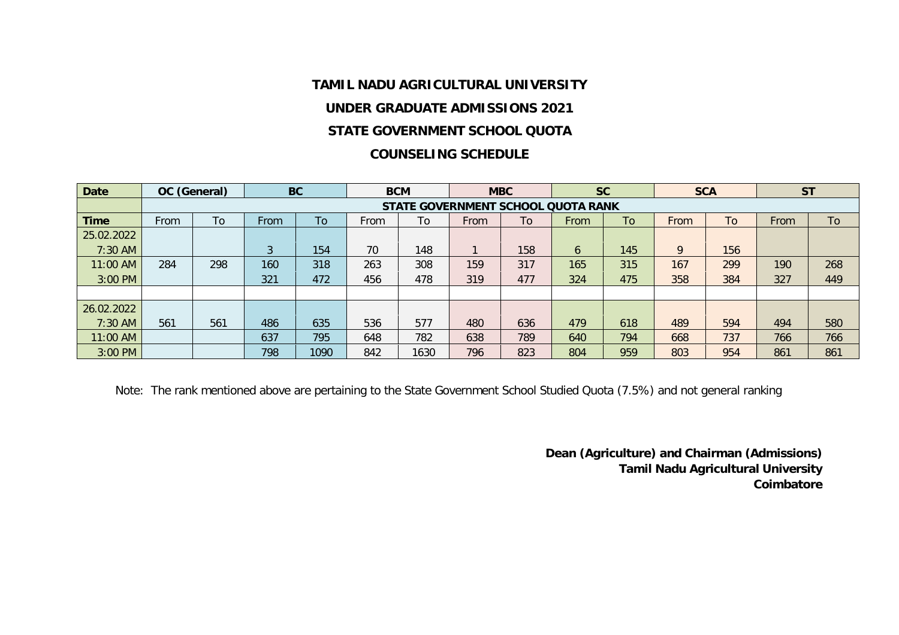# TAMIL NADU AGRICULTURAL UNIVERSITY

## UNDER GRADUATE ADMISSIONS 2021

## STATE GOVERNMENT SCHOOL QUOTA

## COUNSELING SCHEDULE

| Date | OC (General) | | BC | | BCM | | MBC | | SC | | SCA | | ST | |
|---|---|---|---|---|---|---|---|---|---|---|---|---|---|---|
| | STATE GOVERNMENT SCHOOL QUOTA RANK | | | | | | | | | | | | | |
| **Time** | From | To | From | To | From | To | From | To | From | To | From | To | From | To |
| 25.02.2022 | | | | | | | | | | | | | | |
| 7:30 AM | | | 3 | 154 | 70 | 148 | 1 | 158 | 6 | 145 | 9 | 156 | | |
| 11:00 AM | 284 | 298 | 160 | 318 | 263 | 308 | 159 | 317 | 165 | 315 | 167 | 299 | 190 | 268 |
| 3:00 PM | | | 321 | 472 | 456 | 478 | 319 | 477 | 324 | 475 | 358 | 384 | 327 | 449 |
| | | | | | | | | | | | | | | |
| 26.02.2022 | | | | | | | | | | | | | | |
| 7:30 AM | 561 | 561 | 486 | 635 | 536 | 577 | 480 | 636 | 479 | 618 | 489 | 594 | 494 | 580 |
| 11:00 AM | | | 637 | 795 | 648 | 782 | 638 | 789 | 640 | 794 | 668 | 737 | 766 | 766 |
| 3:00 PM | | | 798 | 1090 | 842 | 1630 | 796 | 823 | 804 | 959 | 803 | 954 | 861 | 861 |

Note: The rank mentioned above are pertaining to the State Government School Studied Quota (7.5%) and not general ranking

**Dean (Agriculture) and Chairman (Admissions)**
**Tamil Nadu Agricultural University**
**Coimbatore**